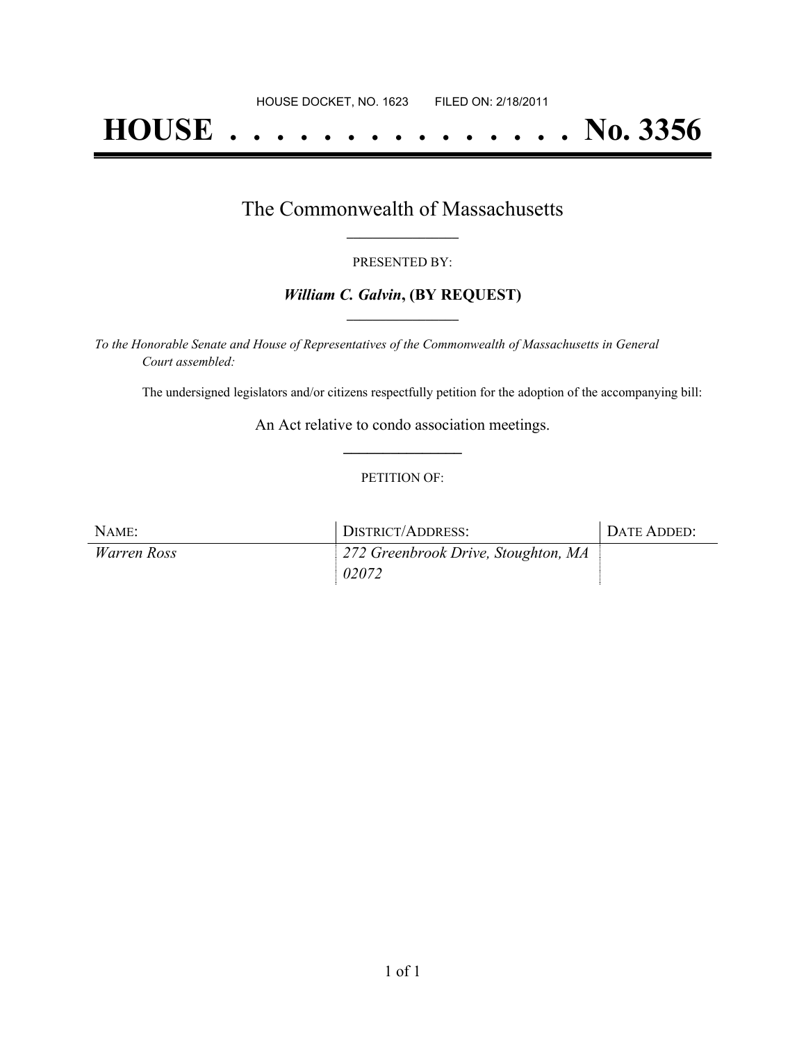HOUSE DOCKET, NO. 1623        FILED ON: 2/18/2011

# HOUSE . . . . . . . . . . . . . . . No. 3356

## The Commonwealth of Massachusetts

PRESENTED BY:

***William C. Galvin*, (BY REQUEST)**

*To the Honorable Senate and House of Representatives of the Commonwealth of Massachusetts in General Court assembled:*

The undersigned legislators and/or citizens respectfully petition for the adoption of the accompanying bill:

An Act relative to condo association meetings.

PETITION OF:

| NAME: | DISTRICT/ADDRESS: | DATE ADDED: |
| --- | --- | --- |
| *Warren Ross* | *272 Greenbrook Drive, Stoughton, MA 02072* | |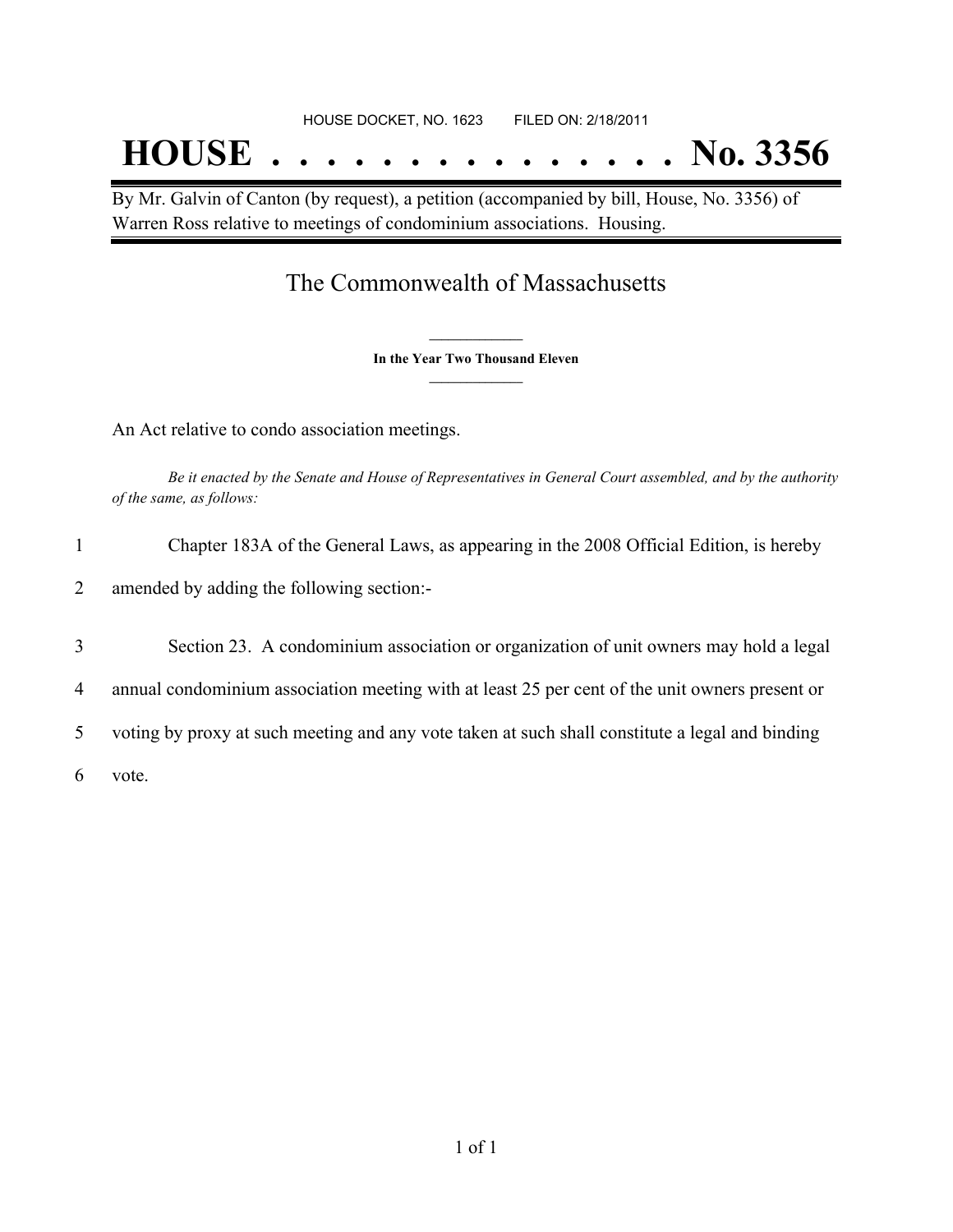HOUSE DOCKET, NO. 1623 FILED ON: 2/18/2011

# HOUSE . . . . . . . . . . . . . . . No. 3356

By Mr. Galvin of Canton (by request), a petition (accompanied by bill, House, No. 3356) of Warren Ross relative to meetings of condominium associations. Housing.

## The Commonwealth of Massachusetts

**In the Year Two Thousand Eleven**

An Act relative to condo association meetings.

*Be it enacted by the Senate and House of Representatives in General Court assembled, and by the authority of the same, as follows:*

1 Chapter 183A of the General Laws, as appearing in the 2008 Official Edition, is hereby
2 amended by adding the following section:-

3 Section 23. A condominium association or organization of unit owners may hold a legal
4 annual condominium association meeting with at least 25 per cent of the unit owners present or
5 voting by proxy at such meeting and any vote taken at such shall constitute a legal and binding
6 vote.